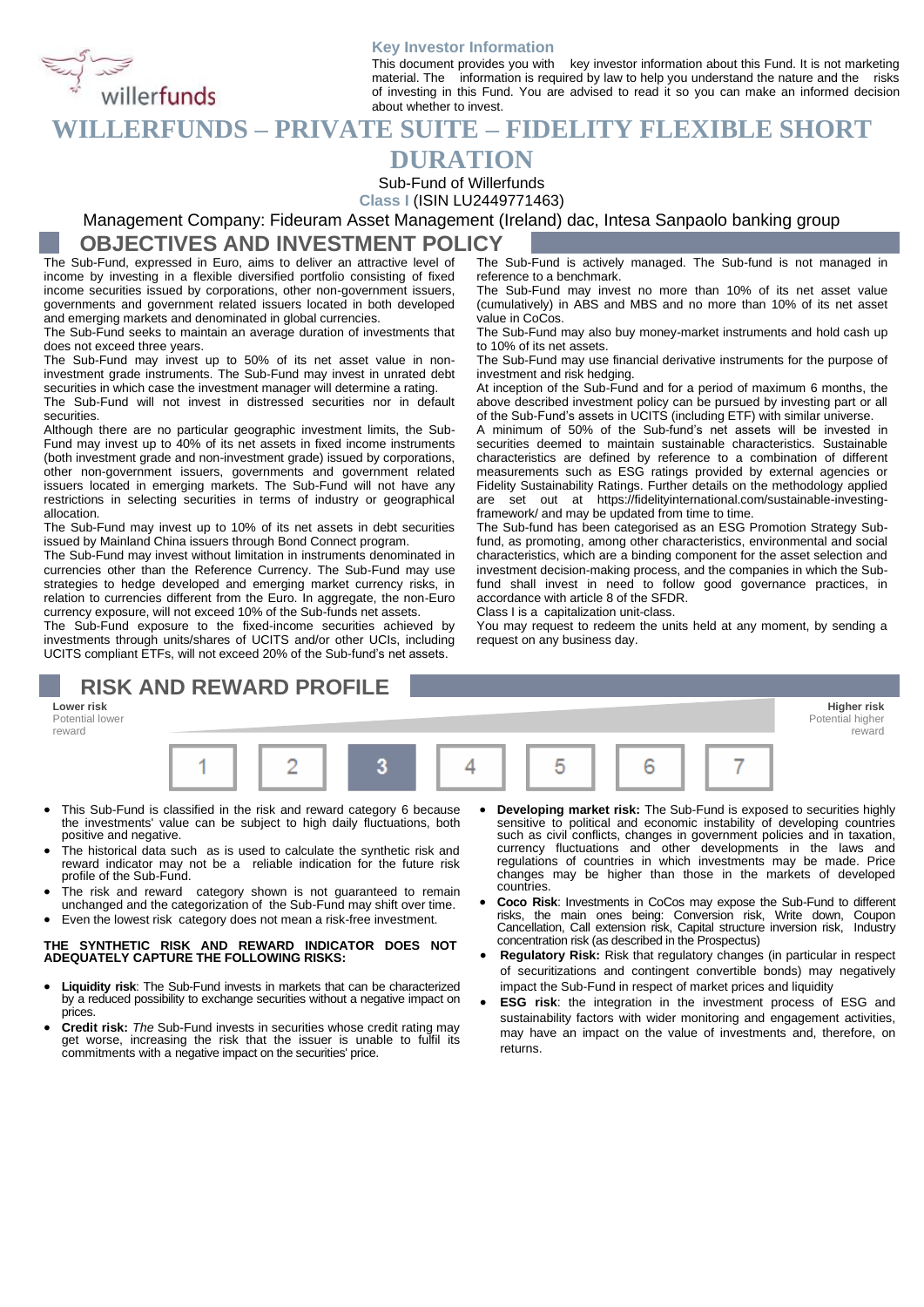**Key Investor Information**

This document provides you with key investor information about this Fund. It is not marketing material. The information is required by law to help you understand the nature and the risks of investing in this Fund. You are advised to read it so you can make an informed decision about whether to invest.

# WILLERFUNDS – PRIVATE SUITE – FIDELITY FLEXIBLE SHORT DURATION

Sub-Fund of Willerfunds

**Class I** (ISIN LU2449771463)

Management Company: Fideuram Asset Management (Ireland) dac, Intesa Sanpaolo banking group

## OBJECTIVES AND INVESTMENT POLICY

The Sub-Fund, expressed in Euro, aims to deliver an attractive level of income by investing in a flexible diversified portfolio consisting of fixed income securities issued by corporations, other non-government issuers, governments and government related issuers located in both developed and emerging markets and denominated in global currencies.

The Sub-Fund seeks to maintain an average duration of investments that does not exceed three years.

The Sub-Fund may invest up to 50% of its net asset value in non-investment grade instruments. The Sub-Fund may invest in unrated debt securities in which case the investment manager will determine a rating.

The Sub-Fund will not invest in distressed securities nor in default securities.

Although there are no particular geographic investment limits, the Sub-Fund may invest up to 40% of its net assets in fixed income instruments (both investment grade and non-investment grade) issued by corporations, other non-government issuers, governments and government related issuers located in emerging markets. The Sub-Fund will not have any restrictions in selecting securities in terms of industry or geographical allocation.

The Sub-Fund may invest up to 10% of its net assets in debt securities issued by Mainland China issuers through Bond Connect program.

The Sub-Fund may invest without limitation in instruments denominated in currencies other than the Reference Currency. The Sub-Fund may use strategies to hedge developed and emerging market currency risks, in relation to currencies different from the Euro. In aggregate, the non-Euro currency exposure, will not exceed 10% of the Sub-funds net assets.

The Sub-Fund exposure to the fixed-income securities achieved by investments through units/shares of UCITS and/or other UCIs, including UCITS compliant ETFs, will not exceed 20% of the Sub-fund's net assets.

The Sub-Fund is actively managed. The Sub-fund is not managed in reference to a benchmark.

The Sub-Fund may invest no more than 10% of its net asset value (cumulatively) in ABS and MBS and no more than 10% of its net asset value in CoCos.

The Sub-Fund may also buy money-market instruments and hold cash up to 10% of its net assets.

The Sub-Fund may use financial derivative instruments for the purpose of investment and risk hedging.

At inception of the Sub-Fund and for a period of maximum 6 months, the above described investment policy can be pursued by investing part or all of the Sub-Fund's assets in UCITS (including ETF) with similar universe.

A minimum of 50% of the Sub-fund's net assets will be invested in securities deemed to maintain sustainable characteristics. Sustainable characteristics are defined by reference to a combination of different measurements such as ESG ratings provided by external agencies or Fidelity Sustainability Ratings. Further details on the methodology applied are set out at https://fidelityinternational.com/sustainable-investing-framework/ and may be updated from time to time.

The Sub-fund has been categorised as an ESG Promotion Strategy Sub-fund, as promoting, among other characteristics, environmental and social characteristics, which are a binding component for the asset selection and investment decision-making process, and the companies in which the Sub-fund shall invest in need to follow good governance practices, in accordance with article 8 of the SFDR.

Class I is a capitalization unit-class.

You may request to redeem the units held at any moment, by sending a request on any business day.

## RISK AND REWARD PROFILE

| Lower risk<br>Potential lower reward | | | | | | Higher risk<br>Potential higher reward |
|---|---|---|---|---|---|---|
| 1 | 2 | **3** | 4 | 5 | 6 | 7 |

- This Sub-Fund is classified in the risk and reward category 6 because the investments' value can be subject to high daily fluctuations, both positive and negative.
- The historical data such as is used to calculate the synthetic risk and reward indicator may not be a reliable indication for the future risk profile of the Sub-Fund.
- The risk and reward category shown is not guaranteed to remain unchanged and the categorization of the Sub-Fund may shift over time.
- Even the lowest risk category does not mean a risk-free investment.

**THE SYNTHETIC RISK AND REWARD INDICATOR DOES NOT ADEQUATELY CAPTURE THE FOLLOWING RISKS:**

- **Liquidity risk**: The Sub-Fund invests in markets that can be characterized by a reduced possibility to exchange securities without a negative impact on prices.
- **Credit risk:** *The* Sub-Fund invests in securities whose credit rating may get worse, increasing the risk that the issuer is unable to fulfil its commitments with a negative impact on the securities' price.
- **Developing market risk:** The Sub-Fund is exposed to securities highly sensitive to political and economic instability of developing countries such as civil conflicts, changes in government policies and in taxation, currency fluctuations and other developments in the laws and regulations of countries in which investments may be made. Price changes may be higher than those in the markets of developed countries.
- **Coco Risk**: Investments in CoCos may expose the Sub-Fund to different risks, the main ones being: Conversion risk, Write down, Coupon Cancellation, Call extension risk, Capital structure inversion risk, Industry concentration risk (as described in the Prospectus)
- **Regulatory Risk:** Risk that regulatory changes (in particular in respect of securitizations and contingent convertible bonds) may negatively impact the Sub-Fund in respect of market prices and liquidity
- **ESG risk**: the integration in the investment process of ESG and sustainability factors with wider monitoring and engagement activities, may have an impact on the value of investments and, therefore, on returns.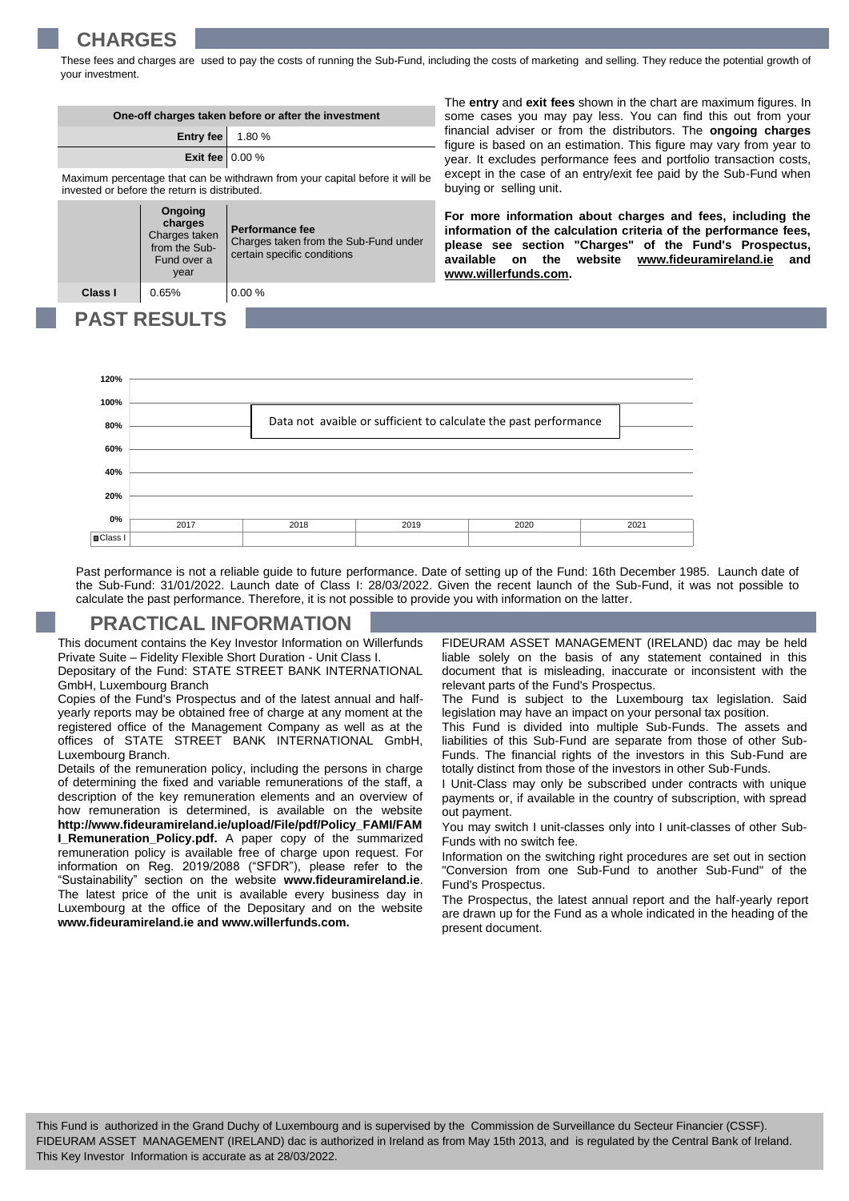## CHARGES

These fees and charges are used to pay the costs of running the Sub-Fund, including the costs of marketing and selling. They reduce the potential growth of your investment.

| One-off charges taken before or after the investment | |
|---|---|
| **Entry fee** | 1.80 % |
| **Exit fee** | 0.00 % |

Maximum percentage that can be withdrawn from your capital before it will be invested or before the return is distributed.

| | **Ongoing charges** Charges taken from the Sub-Fund over a year | **Performance fee** Charges taken from the Sub-Fund under certain specific conditions |
|---|---|---|
| **Class I** | 0.65% | 0.00 % |

The **entry** and **exit fees** shown in the chart are maximum figures. In some cases you may pay less. You can find this out from your financial adviser or from the distributors. The **ongoing charges** figure is based on an estimation. This figure may vary from year to year. It excludes performance fees and portfolio transaction costs, except in the case of an entry/exit fee paid by the Sub-Fund when buying or selling unit.

**For more information about charges and fees, including the information of the calculation criteria of the performance fees, please see section "Charges" of the Fund's Prospectus, available on the website www.fideuramireland.ie and www.willerfunds.com.**

## PAST RESULTS

120%
100%
80%
60%
40%
20%
0%

Data not avaible or sufficient to calculate the past performance

2017 2018 2019 2020 2021

Class I

Past performance is not a reliable guide to future performance. Date of setting up of the Fund: 16th December 1985. Launch date of the Sub-Fund: 31/01/2022. Launch date of Class I: 28/03/2022. Given the recent launch of the Sub-Fund, it was not possible to calculate the past performance. Therefore, it is not possible to provide you with information on the latter.

## PRACTICAL INFORMATION

This document contains the Key Investor Information on Willerfunds Private Suite – Fidelity Flexible Short Duration - Unit Class I.

Depositary of the Fund: STATE STREET BANK INTERNATIONAL GmbH, Luxembourg Branch

Copies of the Fund's Prospectus and of the latest annual and half-yearly reports may be obtained free of charge at any moment at the registered office of the Management Company as well as at the offices of STATE STREET BANK INTERNATIONAL GmbH, Luxembourg Branch.

Details of the remuneration policy, including the persons in charge of determining the fixed and variable remunerations of the staff, a description of the key remuneration elements and an overview of how remuneration is determined, is available on the website **http://www.fideuramireland.ie/upload/File/pdf/Policy_FAMI/FAMI_Remuneration_Policy.pdf.** A paper copy of the summarized remuneration policy is available free of charge upon request. For information on Reg. 2019/2088 ("SFDR"), please refer to the "Sustainability" section on the website **www.fideuramireland.ie**.

The latest price of the unit is available every business day in Luxembourg at the office of the Depositary and on the website **www.fideuramireland.ie and www.willerfunds.com.**

FIDEURAM ASSET MANAGEMENT (IRELAND) dac may be held liable solely on the basis of any statement contained in this document that is misleading, inaccurate or inconsistent with the relevant parts of the Fund's Prospectus.

The Fund is subject to the Luxembourg tax legislation. Said legislation may have an impact on your personal tax position.

This Fund is divided into multiple Sub-Funds. The assets and liabilities of this Sub-Fund are separate from those of other Sub-Funds. The financial rights of the investors in this Sub-Fund are totally distinct from those of the investors in other Sub-Funds.

I Unit-Class may only be subscribed under contracts with unique payments or, if available in the country of subscription, with spread out payment.

You may switch I unit-classes only into I unit-classes of other Sub-Funds with no switch fee.

Information on the switching right procedures are set out in section "Conversion from one Sub-Fund to another Sub-Fund" of the Fund's Prospectus.

The Prospectus, the latest annual report and the half-yearly report are drawn up for the Fund as a whole indicated in the heading of the present document.

This Fund is authorized in the Grand Duchy of Luxembourg and is supervised by the Commission de Surveillance du Secteur Financier (CSSF). FIDEURAM ASSET MANAGEMENT (IRELAND) dac is authorized in Ireland as from May 15th 2013, and is regulated by the Central Bank of Ireland. This Key Investor Information is accurate as at 28/03/2022.